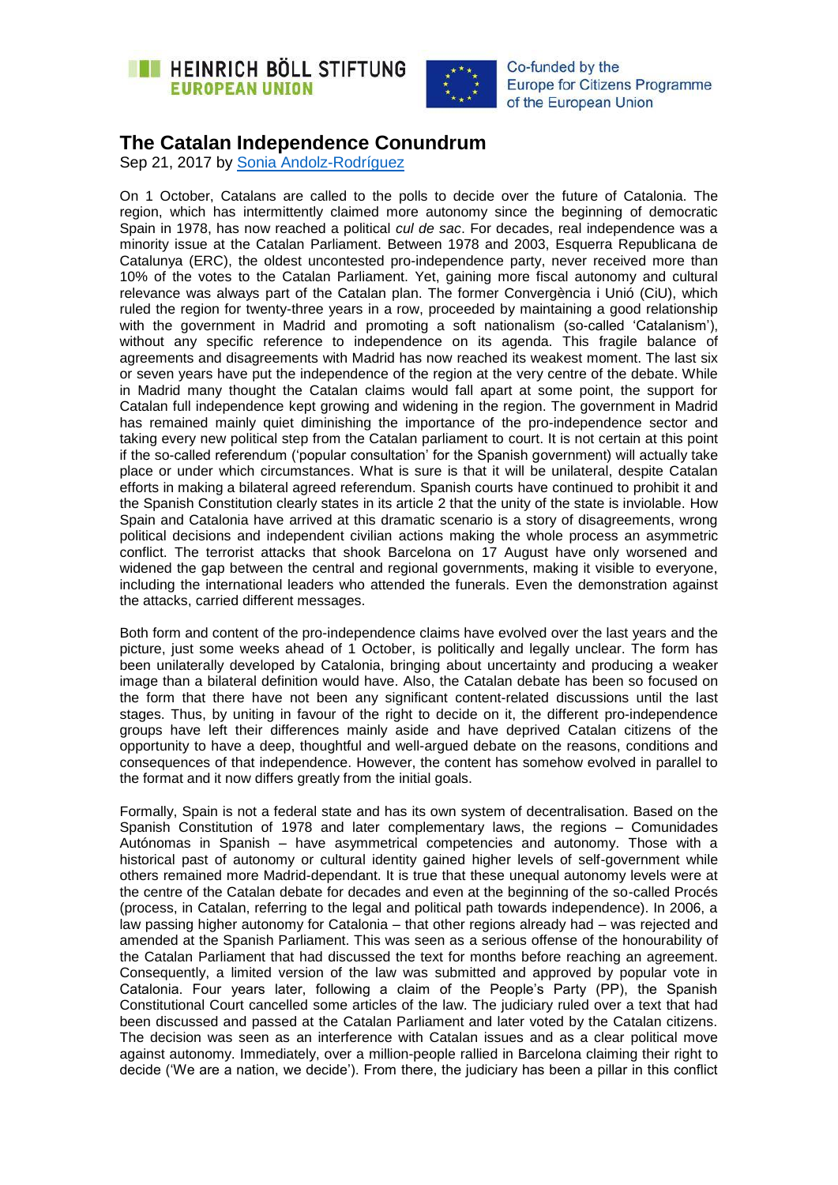HEINRICH BÖLL STIFTUNG
EUROPEAN UNION

Co-funded by the
Europe for Citizens Programme
of the European Union

# The Catalan Independence Conundrum

Sep 21, 2017 by [Sonia Andolz-Rodríguez]()

On 1 October, Catalans are called to the polls to decide over the future of Catalonia. The region, which has intermittently claimed more autonomy since the beginning of democratic Spain in 1978, has now reached a political *cul de sac*. For decades, real independence was a minority issue at the Catalan Parliament. Between 1978 and 2003, Esquerra Republicana de Catalunya (ERC), the oldest uncontested pro-independence party, never received more than 10% of the votes to the Catalan Parliament. Yet, gaining more fiscal autonomy and cultural relevance was always part of the Catalan plan. The former Convergència i Unió (CiU), which ruled the region for twenty-three years in a row, proceeded by maintaining a good relationship with the government in Madrid and promoting a soft nationalism (so-called 'Catalanism'), without any specific reference to independence on its agenda. This fragile balance of agreements and disagreements with Madrid has now reached its weakest moment. The last six or seven years have put the independence of the region at the very centre of the debate. While in Madrid many thought the Catalan claims would fall apart at some point, the support for Catalan full independence kept growing and widening in the region. The government in Madrid has remained mainly quiet diminishing the importance of the pro-independence sector and taking every new political step from the Catalan parliament to court. It is not certain at this point if the so-called referendum ('popular consultation' for the Spanish government) will actually take place or under which circumstances. What is sure is that it will be unilateral, despite Catalan efforts in making a bilateral agreed referendum. Spanish courts have continued to prohibit it and the Spanish Constitution clearly states in its article 2 that the unity of the state is inviolable. How Spain and Catalonia have arrived at this dramatic scenario is a story of disagreements, wrong political decisions and independent civilian actions making the whole process an asymmetric conflict. The terrorist attacks that shook Barcelona on 17 August have only worsened and widened the gap between the central and regional governments, making it visible to everyone, including the international leaders who attended the funerals. Even the demonstration against the attacks, carried different messages.

Both form and content of the pro-independence claims have evolved over the last years and the picture, just some weeks ahead of 1 October, is politically and legally unclear. The form has been unilaterally developed by Catalonia, bringing about uncertainty and producing a weaker image than a bilateral definition would have. Also, the Catalan debate has been so focused on the form that there have not been any significant content-related discussions until the last stages. Thus, by uniting in favour of the right to decide on it, the different pro-independence groups have left their differences mainly aside and have deprived Catalan citizens of the opportunity to have a deep, thoughtful and well-argued debate on the reasons, conditions and consequences of that independence. However, the content has somehow evolved in parallel to the format and it now differs greatly from the initial goals.

Formally, Spain is not a federal state and has its own system of decentralisation. Based on the Spanish Constitution of 1978 and later complementary laws, the regions – Comunidades Autónomas in Spanish – have asymmetrical competencies and autonomy. Those with a historical past of autonomy or cultural identity gained higher levels of self-government while others remained more Madrid-dependant. It is true that these unequal autonomy levels were at the centre of the Catalan debate for decades and even at the beginning of the so-called Procés (process, in Catalan, referring to the legal and political path towards independence). In 2006, a law passing higher autonomy for Catalonia – that other regions already had – was rejected and amended at the Spanish Parliament. This was seen as a serious offense of the honourability of the Catalan Parliament that had discussed the text for months before reaching an agreement. Consequently, a limited version of the law was submitted and approved by popular vote in Catalonia. Four years later, following a claim of the People's Party (PP), the Spanish Constitutional Court cancelled some articles of the law. The judiciary ruled over a text that had been discussed and passed at the Catalan Parliament and later voted by the Catalan citizens. The decision was seen as an interference with Catalan issues and as a clear political move against autonomy. Immediately, over a million-people rallied in Barcelona claiming their right to decide ('We are a nation, we decide'). From there, the judiciary has been a pillar in this conflict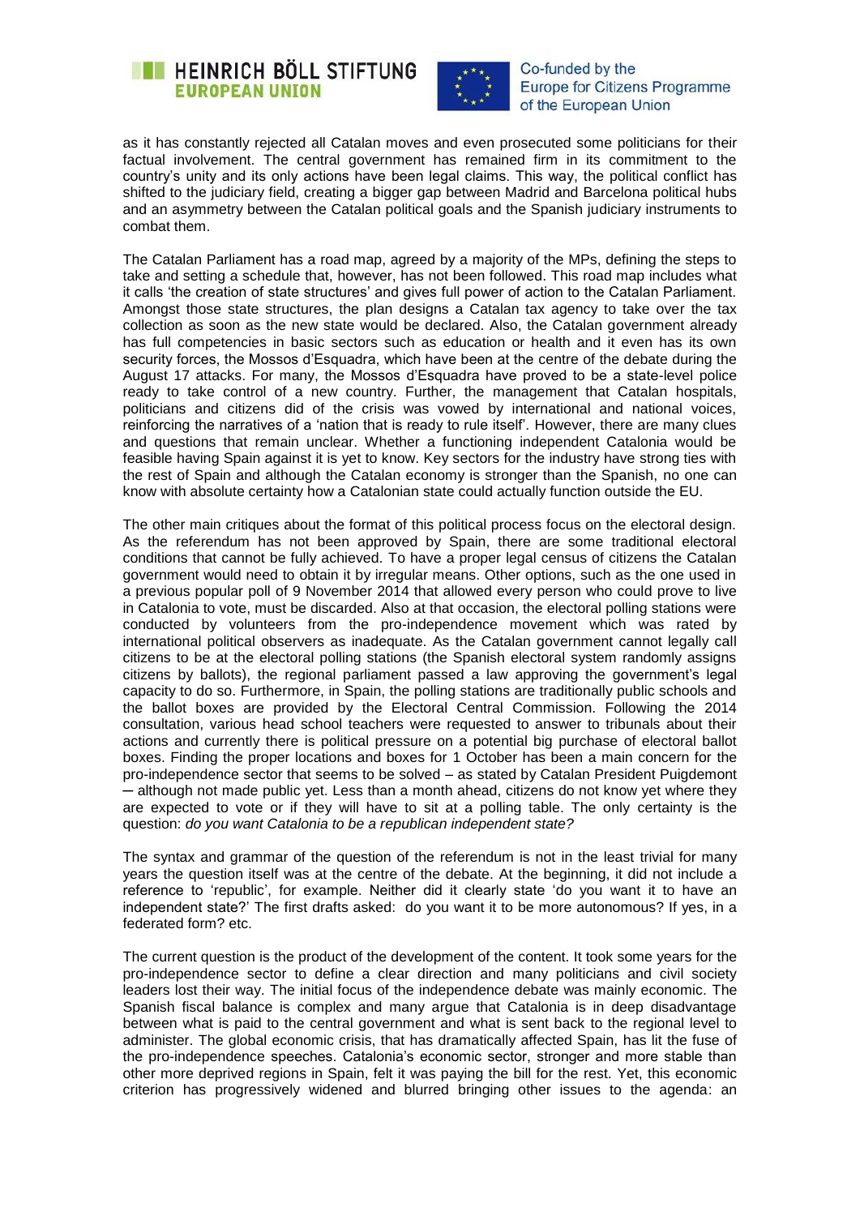as it has constantly rejected all Catalan moves and even prosecuted some politicians for their factual involvement. The central government has remained firm in its commitment to the country's unity and its only actions have been legal claims. This way, the political conflict has shifted to the judiciary field, creating a bigger gap between Madrid and Barcelona political hubs and an asymmetry between the Catalan political goals and the Spanish judiciary instruments to combat them.

The Catalan Parliament has a road map, agreed by a majority of the MPs, defining the steps to take and setting a schedule that, however, has not been followed. This road map includes what it calls 'the creation of state structures' and gives full power of action to the Catalan Parliament. Amongst those state structures, the plan designs a Catalan tax agency to take over the tax collection as soon as the new state would be declared. Also, the Catalan government already has full competencies in basic sectors such as education or health and it even has its own security forces, the Mossos d'Esquadra, which have been at the centre of the debate during the August 17 attacks. For many, the Mossos d'Esquadra have proved to be a state-level police ready to take control of a new country. Further, the management that Catalan hospitals, politicians and citizens did of the crisis was vowed by international and national voices, reinforcing the narratives of a 'nation that is ready to rule itself'. However, there are many clues and questions that remain unclear. Whether a functioning independent Catalonia would be feasible having Spain against it is yet to know. Key sectors for the industry have strong ties with the rest of Spain and although the Catalan economy is stronger than the Spanish, no one can know with absolute certainty how a Catalonian state could actually function outside the EU.

The other main critiques about the format of this political process focus on the electoral design. As the referendum has not been approved by Spain, there are some traditional electoral conditions that cannot be fully achieved. To have a proper legal census of citizens the Catalan government would need to obtain it by irregular means. Other options, such as the one used in a previous popular poll of 9 November 2014 that allowed every person who could prove to live in Catalonia to vote, must be discarded. Also at that occasion, the electoral polling stations were conducted by volunteers from the pro-independence movement which was rated by international political observers as inadequate. As the Catalan government cannot legally call citizens to be at the electoral polling stations (the Spanish electoral system randomly assigns citizens by ballots), the regional parliament passed a law approving the government's legal capacity to do so. Furthermore, in Spain, the polling stations are traditionally public schools and the ballot boxes are provided by the Electoral Central Commission. Following the 2014 consultation, various head school teachers were requested to answer to tribunals about their actions and currently there is political pressure on a potential big purchase of electoral ballot boxes. Finding the proper locations and boxes for 1 October has been a main concern for the pro-independence sector that seems to be solved – as stated by Catalan President Puigdemont ─ although not made public yet. Less than a month ahead, citizens do not know yet where they are expected to vote or if they will have to sit at a polling table. The only certainty is the question: *do you want Catalonia to be a republican independent state?*

The syntax and grammar of the question of the referendum is not in the least trivial for many years the question itself was at the centre of the debate. At the beginning, it did not include a reference to 'republic', for example. Neither did it clearly state 'do you want it to have an independent state?' The first drafts asked: do you want it to be more autonomous? If yes, in a federated form? etc.

The current question is the product of the development of the content. It took some years for the pro-independence sector to define a clear direction and many politicians and civil society leaders lost their way. The initial focus of the independence debate was mainly economic. The Spanish fiscal balance is complex and many argue that Catalonia is in deep disadvantage between what is paid to the central government and what is sent back to the regional level to administer. The global economic crisis, that has dramatically affected Spain, has lit the fuse of the pro-independence speeches. Catalonia's economic sector, stronger and more stable than other more deprived regions in Spain, felt it was paying the bill for the rest. Yet, this economic criterion has progressively widened and blurred bringing other issues to the agenda: an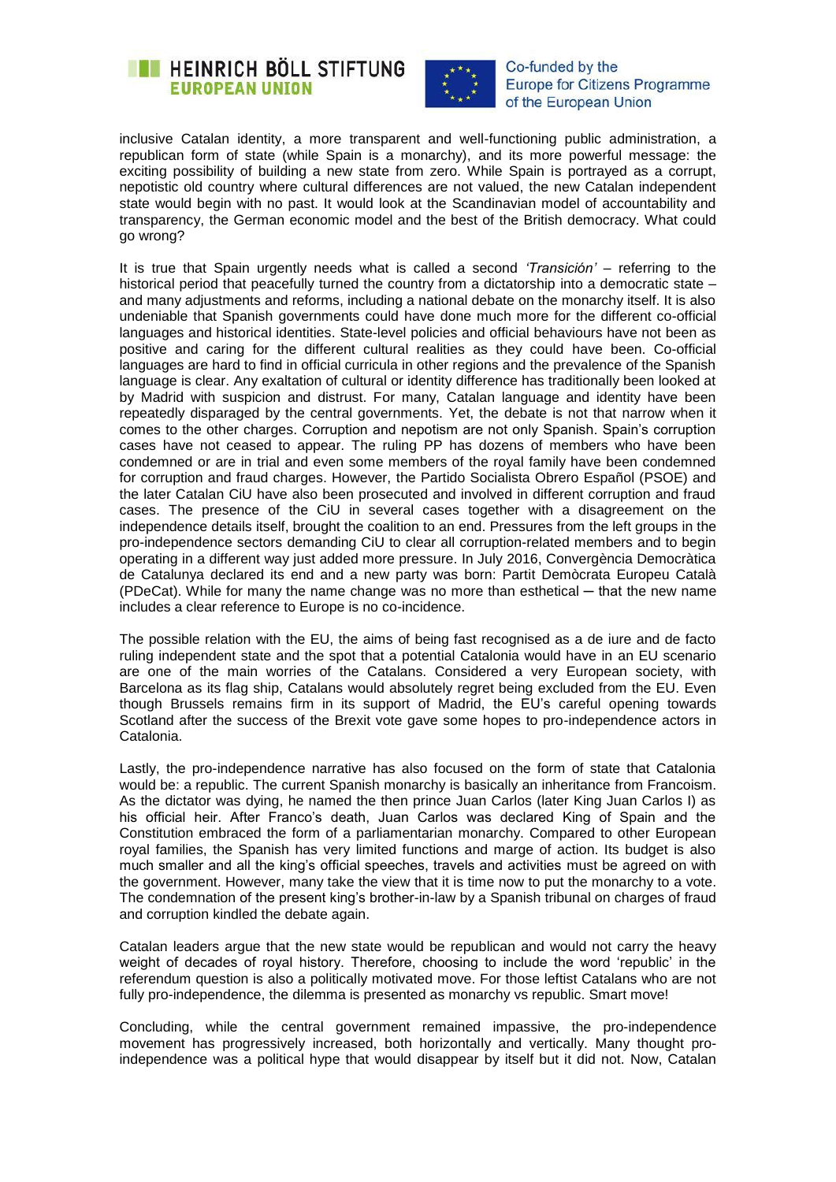inclusive Catalan identity, a more transparent and well-functioning public administration, a republican form of state (while Spain is a monarchy), and its more powerful message: the exciting possibility of building a new state from zero. While Spain is portrayed as a corrupt, nepotistic old country where cultural differences are not valued, the new Catalan independent state would begin with no past. It would look at the Scandinavian model of accountability and transparency, the German economic model and the best of the British democracy. What could go wrong?

It is true that Spain urgently needs what is called a second *'Transición'* – referring to the historical period that peacefully turned the country from a dictatorship into a democratic state – and many adjustments and reforms, including a national debate on the monarchy itself. It is also undeniable that Spanish governments could have done much more for the different co-official languages and historical identities. State-level policies and official behaviours have not been as positive and caring for the different cultural realities as they could have been. Co-official languages are hard to find in official curricula in other regions and the prevalence of the Spanish language is clear. Any exaltation of cultural or identity difference has traditionally been looked at by Madrid with suspicion and distrust. For many, Catalan language and identity have been repeatedly disparaged by the central governments. Yet, the debate is not that narrow when it comes to the other charges. Corruption and nepotism are not only Spanish. Spain's corruption cases have not ceased to appear. The ruling PP has dozens of members who have been condemned or are in trial and even some members of the royal family have been condemned for corruption and fraud charges. However, the Partido Socialista Obrero Español (PSOE) and the later Catalan CiU have also been prosecuted and involved in different corruption and fraud cases. The presence of the CiU in several cases together with a disagreement on the independence details itself, brought the coalition to an end. Pressures from the left groups in the pro-independence sectors demanding CiU to clear all corruption-related members and to begin operating in a different way just added more pressure. In July 2016, Convergència Democràtica de Catalunya declared its end and a new party was born: Partit Demòcrata Europeu Català (PDeCat). While for many the name change was no more than esthetical ─ that the new name includes a clear reference to Europe is no co-incidence.

The possible relation with the EU, the aims of being fast recognised as a de iure and de facto ruling independent state and the spot that a potential Catalonia would have in an EU scenario are one of the main worries of the Catalans. Considered a very European society, with Barcelona as its flag ship, Catalans would absolutely regret being excluded from the EU. Even though Brussels remains firm in its support of Madrid, the EU's careful opening towards Scotland after the success of the Brexit vote gave some hopes to pro-independence actors in Catalonia.

Lastly, the pro-independence narrative has also focused on the form of state that Catalonia would be: a republic. The current Spanish monarchy is basically an inheritance from Francoism. As the dictator was dying, he named the then prince Juan Carlos (later King Juan Carlos I) as his official heir. After Franco's death, Juan Carlos was declared King of Spain and the Constitution embraced the form of a parliamentarian monarchy. Compared to other European royal families, the Spanish has very limited functions and marge of action. Its budget is also much smaller and all the king's official speeches, travels and activities must be agreed on with the government. However, many take the view that it is time now to put the monarchy to a vote. The condemnation of the present king's brother-in-law by a Spanish tribunal on charges of fraud and corruption kindled the debate again.

Catalan leaders argue that the new state would be republican and would not carry the heavy weight of decades of royal history. Therefore, choosing to include the word 'republic' in the referendum question is also a politically motivated move. For those leftist Catalans who are not fully pro-independence, the dilemma is presented as monarchy vs republic. Smart move!

Concluding, while the central government remained impassive, the pro-independence movement has progressively increased, both horizontally and vertically. Many thought pro-independence was a political hype that would disappear by itself but it did not. Now, Catalan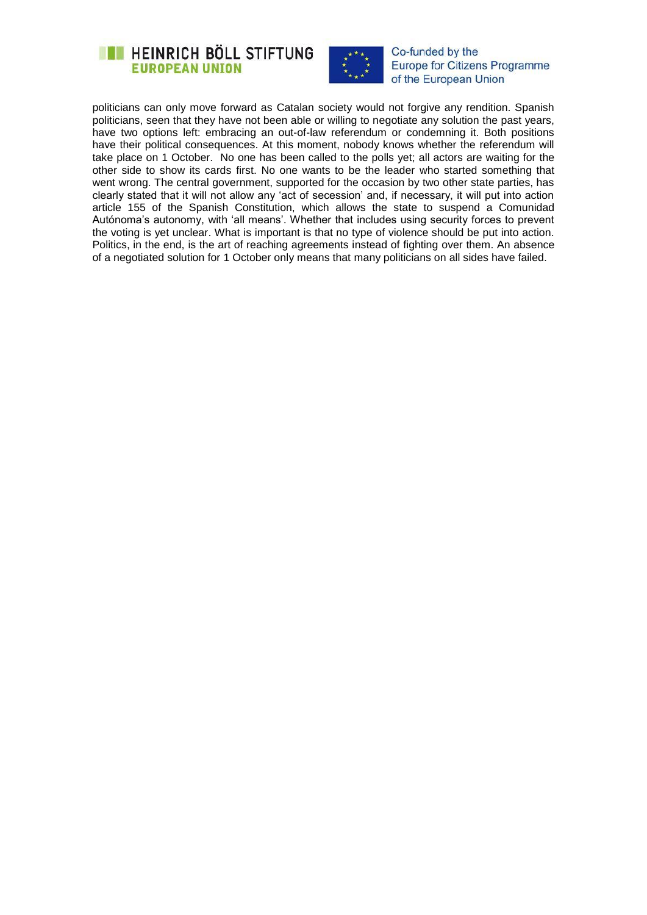politicians can only move forward as Catalan society would not forgive any rendition. Spanish politicians, seen that they have not been able or willing to negotiate any solution the past years, have two options left: embracing an out-of-law referendum or condemning it. Both positions have their political consequences. At this moment, nobody knows whether the referendum will take place on 1 October. No one has been called to the polls yet; all actors are waiting for the other side to show its cards first. No one wants to be the leader who started something that went wrong. The central government, supported for the occasion by two other state parties, has clearly stated that it will not allow any 'act of secession' and, if necessary, it will put into action article 155 of the Spanish Constitution, which allows the state to suspend a Comunidad Autónoma's autonomy, with 'all means'. Whether that includes using security forces to prevent the voting is yet unclear. What is important is that no type of violence should be put into action. Politics, in the end, is the art of reaching agreements instead of fighting over them. An absence of a negotiated solution for 1 October only means that many politicians on all sides have failed.